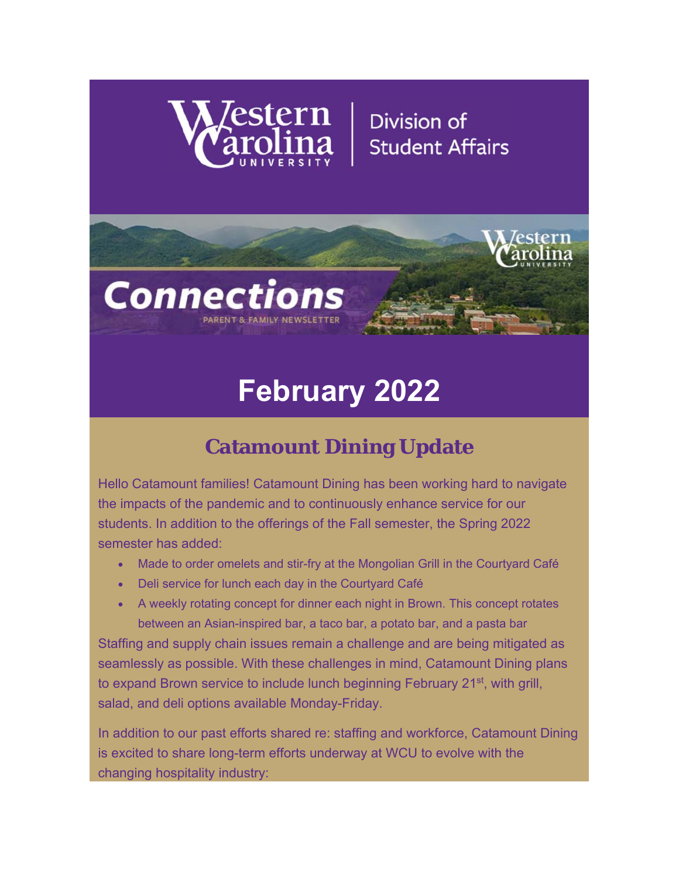Western Carolina University | Division of Student Affairs

Connections

PARENT & FAMILY NEWSLETTER

# February 2022

## Catamount Dining Update

Hello Catamount families! Catamount Dining has been working hard to navigate the impacts of the pandemic and to continuously enhance service for our students. In addition to the offerings of the Fall semester, the Spring 2022 semester has added:

- Made to order omelets and stir-fry at the Mongolian Grill in the Courtyard Café
- Deli service for lunch each day in the Courtyard Café
- A weekly rotating concept for dinner each night in Brown. This concept rotates between an Asian-inspired bar, a taco bar, a potato bar, and a pasta bar

Staffing and supply chain issues remain a challenge and are being mitigated as seamlessly as possible. With these challenges in mind, Catamount Dining plans to expand Brown service to include lunch beginning February 21st, with grill, salad, and deli options available Monday-Friday.

In addition to our past efforts shared re: staffing and workforce, Catamount Dining is excited to share long-term efforts underway at WCU to evolve with the changing hospitality industry: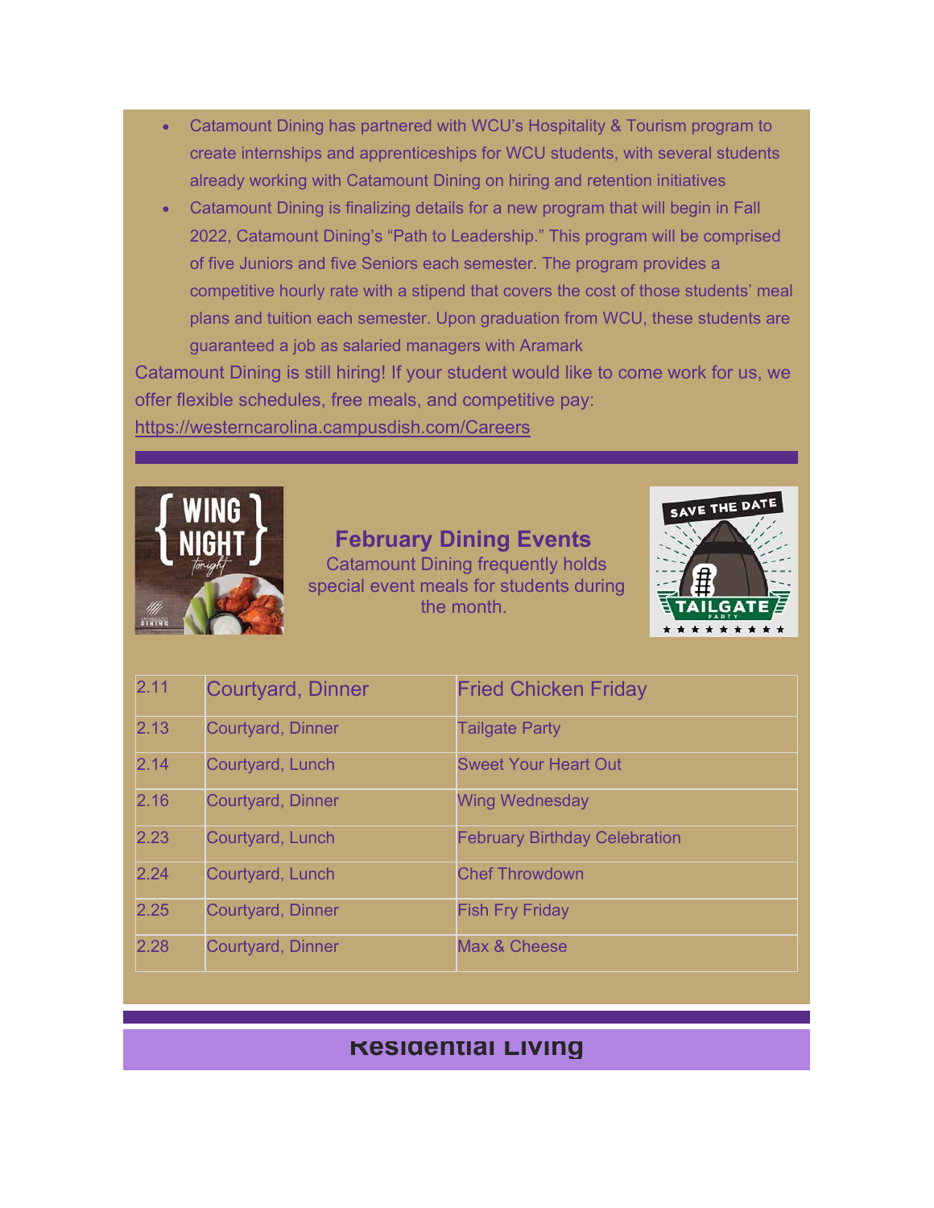- Catamount Dining has partnered with WCU's Hospitality & Tourism program to create internships and apprenticeships for WCU students, with several students already working with Catamount Dining on hiring and retention initiatives
- Catamount Dining is finalizing details for a new program that will begin in Fall 2022, Catamount Dining's "Path to Leadership." This program will be comprised of five Juniors and five Seniors each semester. The program provides a competitive hourly rate with a stipend that covers the cost of those students' meal plans and tuition each semester. Upon graduation from WCU, these students are guaranteed a job as salaried managers with Aramark

Catamount Dining is still hiring! If your student would like to come work for us, we offer flexible schedules, free meals, and competitive pay: https://westerncarolina.campusdish.com/Careers

## February Dining Events

Catamount Dining frequently holds special event meals for students during the month.

| | | |
|---|---|---|
| 2.11 | Courtyard, Dinner | Fried Chicken Friday |
| 2.13 | Courtyard, Dinner | Tailgate Party |
| 2.14 | Courtyard, Lunch | Sweet Your Heart Out |
| 2.16 | Courtyard, Dinner | Wing Wednesday |
| 2.23 | Courtyard, Lunch | February Birthday Celebration |
| 2.24 | Courtyard, Lunch | Chef Throwdown |
| 2.25 | Courtyard, Dinner | Fish Fry Friday |
| 2.28 | Courtyard, Dinner | Max & Cheese |

## Residential Living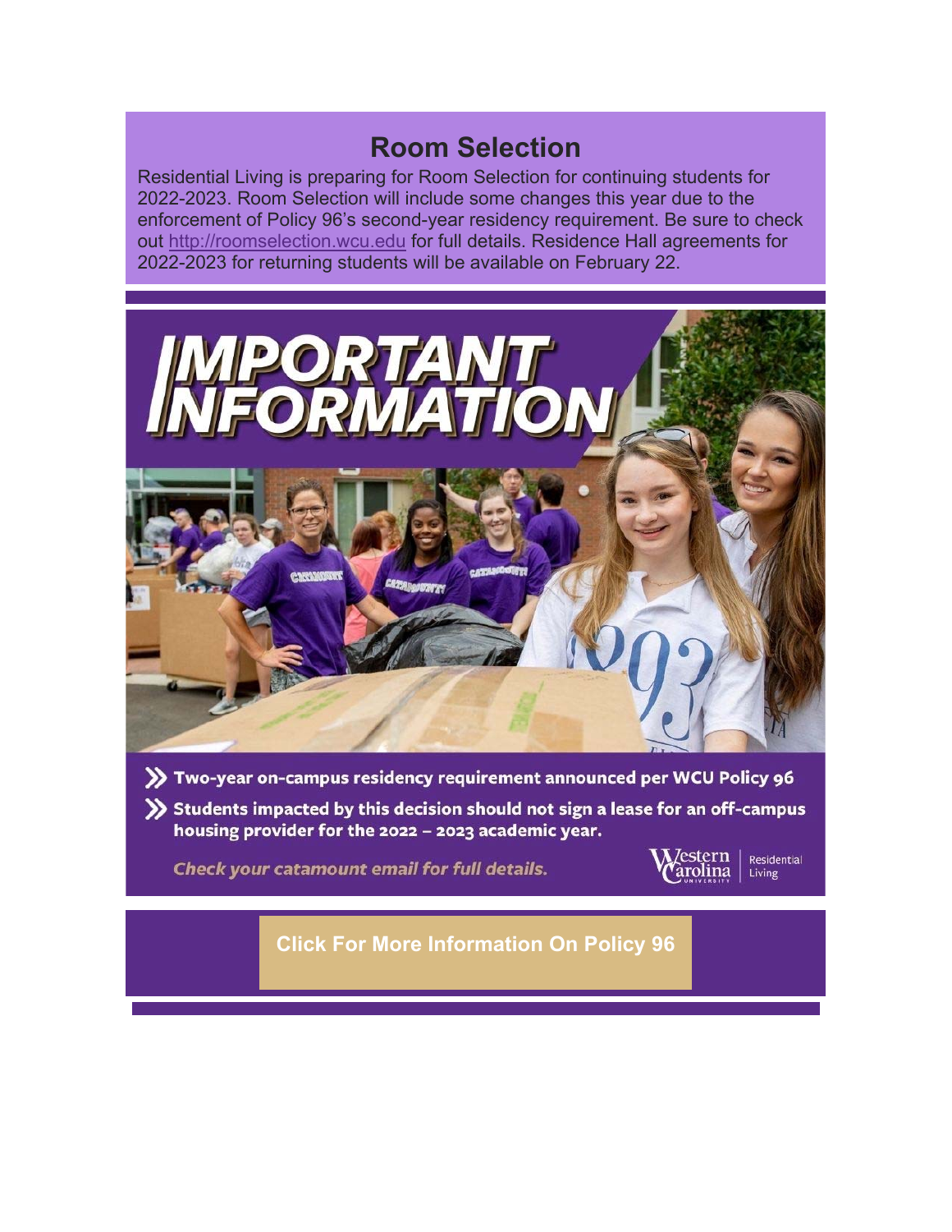## Room Selection

Residential Living is preparing for Room Selection for continuing students for 2022-2023. Room Selection will include some changes this year due to the enforcement of Policy 96's second-year residency requirement. Be sure to check out http://roomselection.wcu.edu for full details. Residence Hall agreements for 2022-2023 for returning students will be available on February 22.

# IMPORTANT INFORMATION

- **Two-year on-campus residency requirement announced per WCU Policy 96**
- **Students impacted by this decision should not sign a lease for an off-campus housing provider for the 2022 – 2023 academic year.**

***Check your catamount email for full details.***

Western Carolina University | Residential Living

**Click For More Information On Policy 96**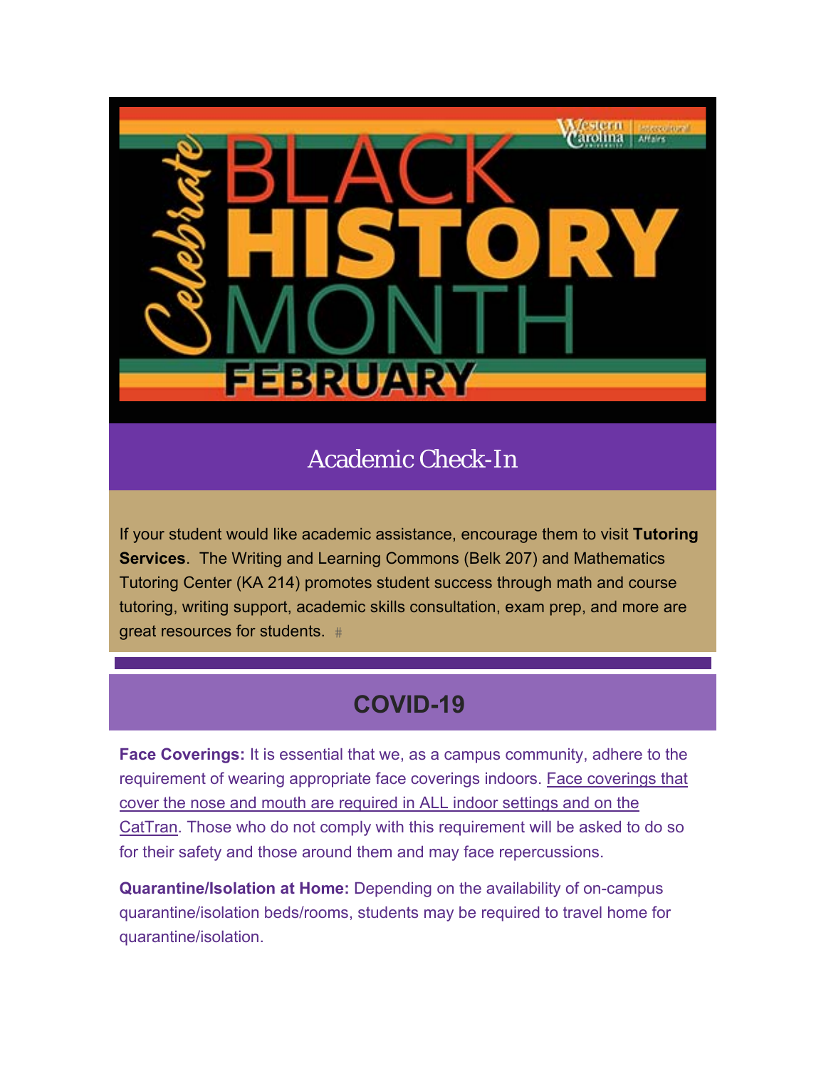Celebrate BLACK HISTORY MONTH FEBRUARY

## Academic Check-In

If your student would like academic assistance, encourage them to visit **Tutoring Services**. The Writing and Learning Commons (Belk 207) and Mathematics Tutoring Center (KA 214) promotes student success through math and course tutoring, writing support, academic skills consultation, exam prep, and more are great resources for students. #

## COVID-19

**Face Coverings:** It is essential that we, as a campus community, adhere to the requirement of wearing appropriate face coverings indoors. Face coverings that cover the nose and mouth are required in ALL indoor settings and on the CatTran. Those who do not comply with this requirement will be asked to do so for their safety and those around them and may face repercussions.

**Quarantine/Isolation at Home:** Depending on the availability of on-campus quarantine/isolation beds/rooms, students may be required to travel home for quarantine/isolation.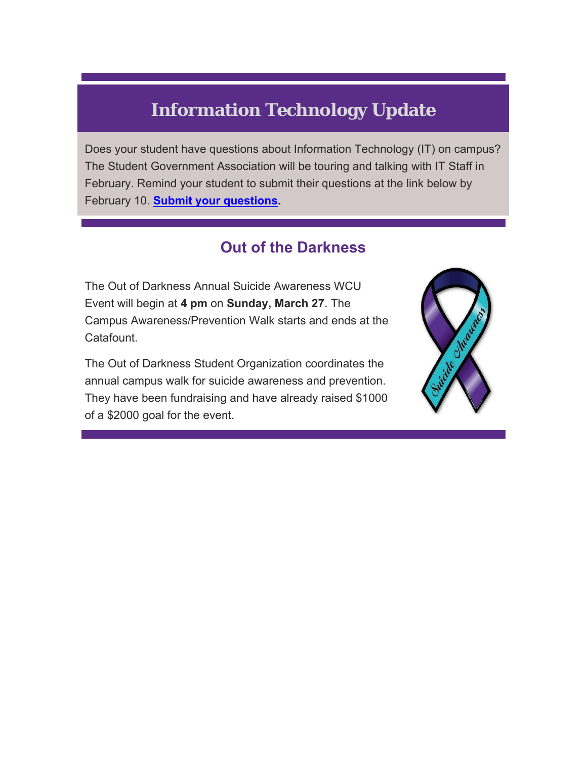## Information Technology Update

Does your student have questions about Information Technology (IT) on campus? The Student Government Association will be touring and talking with IT Staff in February. Remind your student to submit their questions at the link below by February 10. **Submit your questions.**

## Out of the Darkness

The Out of Darkness Annual Suicide Awareness WCU Event will begin at **4 pm** on **Sunday, March 27**. The Campus Awareness/Prevention Walk starts and ends at the Catafount.

The Out of Darkness Student Organization coordinates the annual campus walk for suicide awareness and prevention. They have been fundraising and have already raised $1000 of a $2000 goal for the event.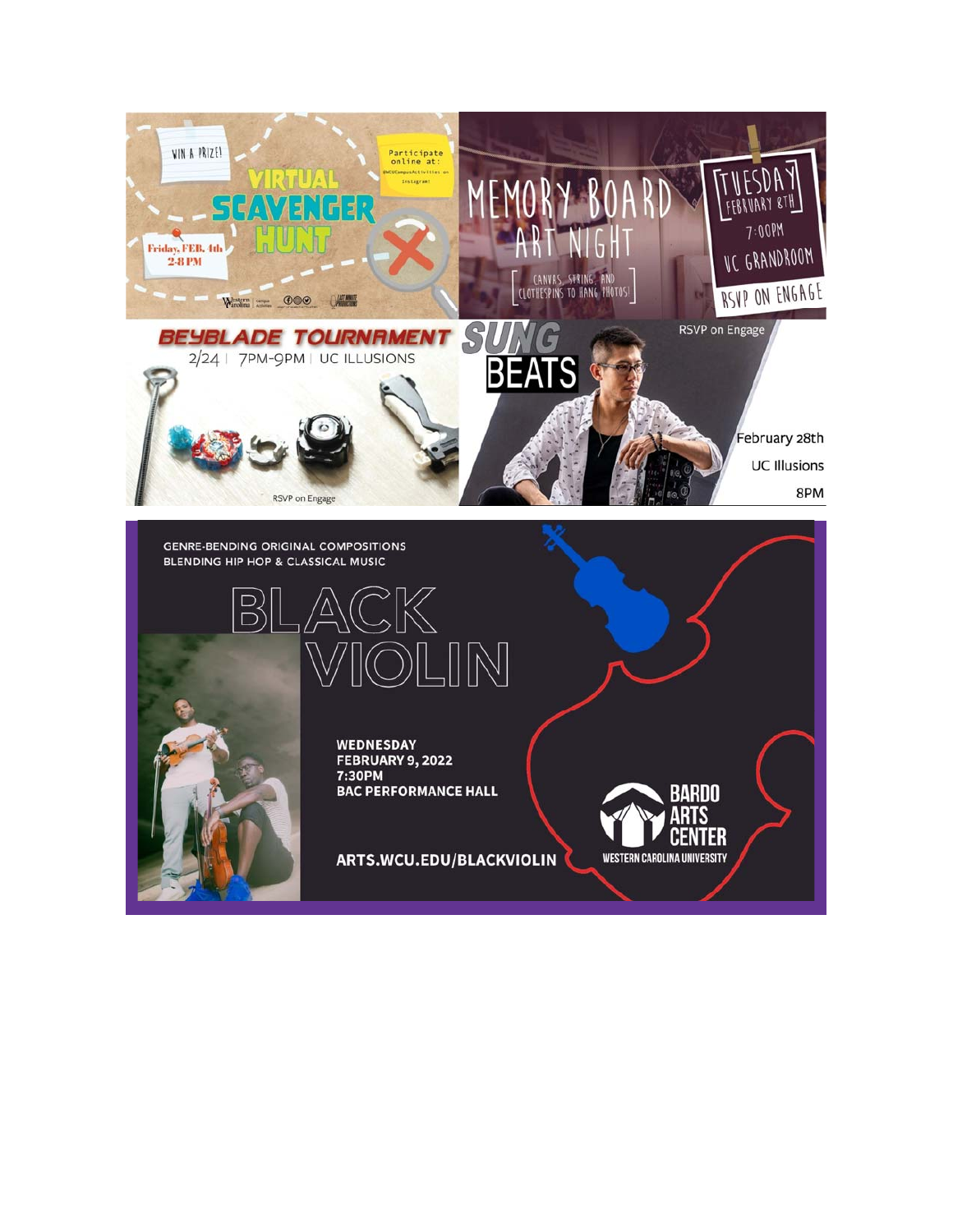WIN A PRIZE!

# VIRTUAL SCAVENGER HUNT

Participate online at: @WCUCampusActivities on Instagram!

Friday, FEB. 4th
2-8 PM

# MEMORY BOARD ART NIGHT

[ CANVAS, STRING, AND CLOTHESPINS TO HANG PHOTOS! ]

[TUESDAY] FEBRUARY 8TH
7:00PM
UC GRANDROOM
RSVP ON ENGAGE

# BEYBLADE TOURNAMENT

2/24 | 7PM-9PM | UC ILLUSIONS

RSVP on Engage

# SUNG BEATS

RSVP on Engage

February 28th
UC Illusions
8PM

GENRE-BENDING ORIGINAL COMPOSITIONS BLENDING HIP HOP & CLASSICAL MUSIC

# BLACK VIOLIN

**WEDNESDAY**
**FEBRUARY 9, 2022**
**7:30PM**
**BAC PERFORMANCE HALL**

**ARTS.WCU.EDU/BLACKVIOLIN**

BARDO ARTS CENTER
WESTERN CAROLINA UNIVERSITY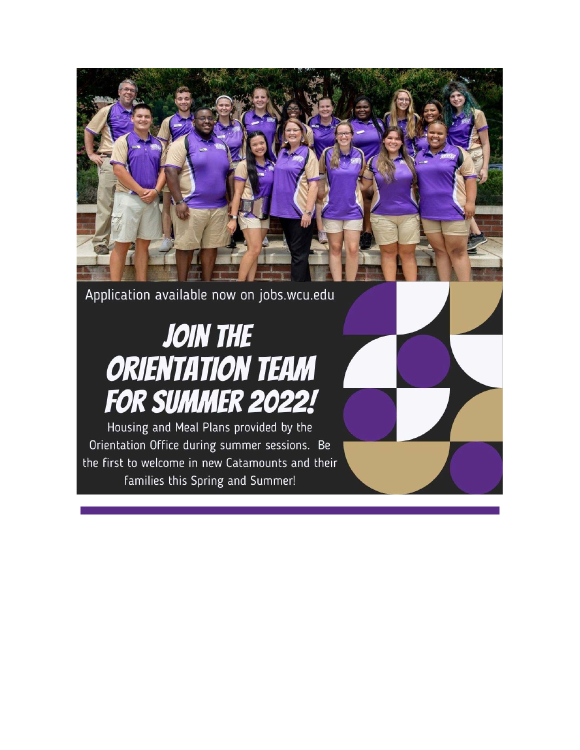Application available now on jobs.wcu.edu

# JOIN THE ORIENTATION TEAM FOR SUMMER 2022!

Housing and Meal Plans provided by the Orientation Office during summer sessions. Be the first to welcome in new Catamounts and their families this Spring and Summer!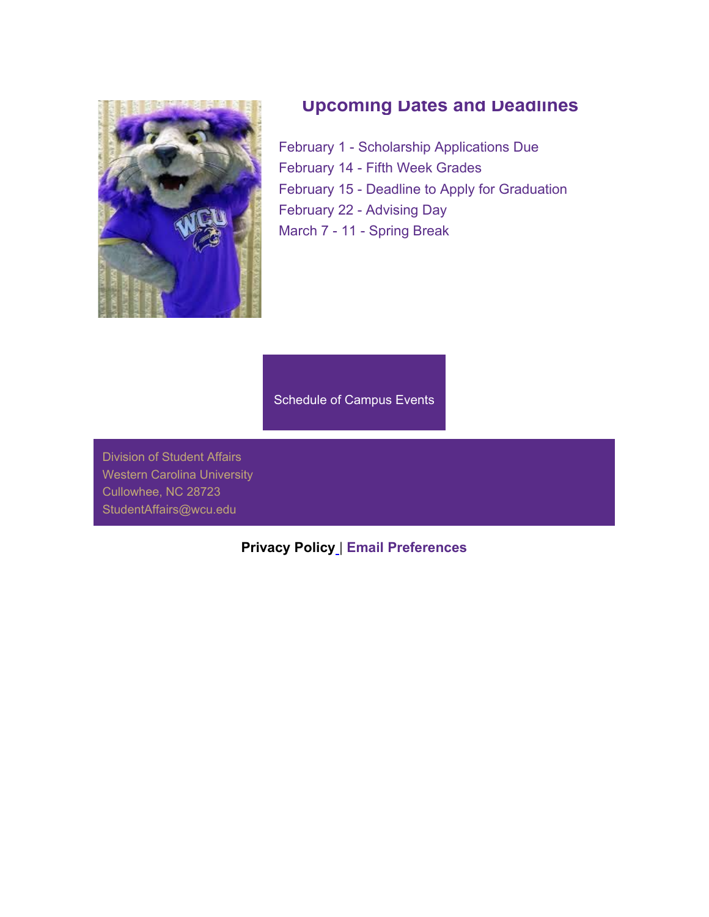## Upcoming Dates and Deadlines

February 1 - Scholarship Applications Due
February 14 - Fifth Week Grades
February 15 - Deadline to Apply for Graduation
February 22 - Advising Day
March 7 - 11 - Spring Break

Schedule of Campus Events

Division of Student Affairs
Western Carolina University
Cullowhee, NC 28723
StudentAffairs@wcu.edu

**Privacy Policy** | **Email Preferences**